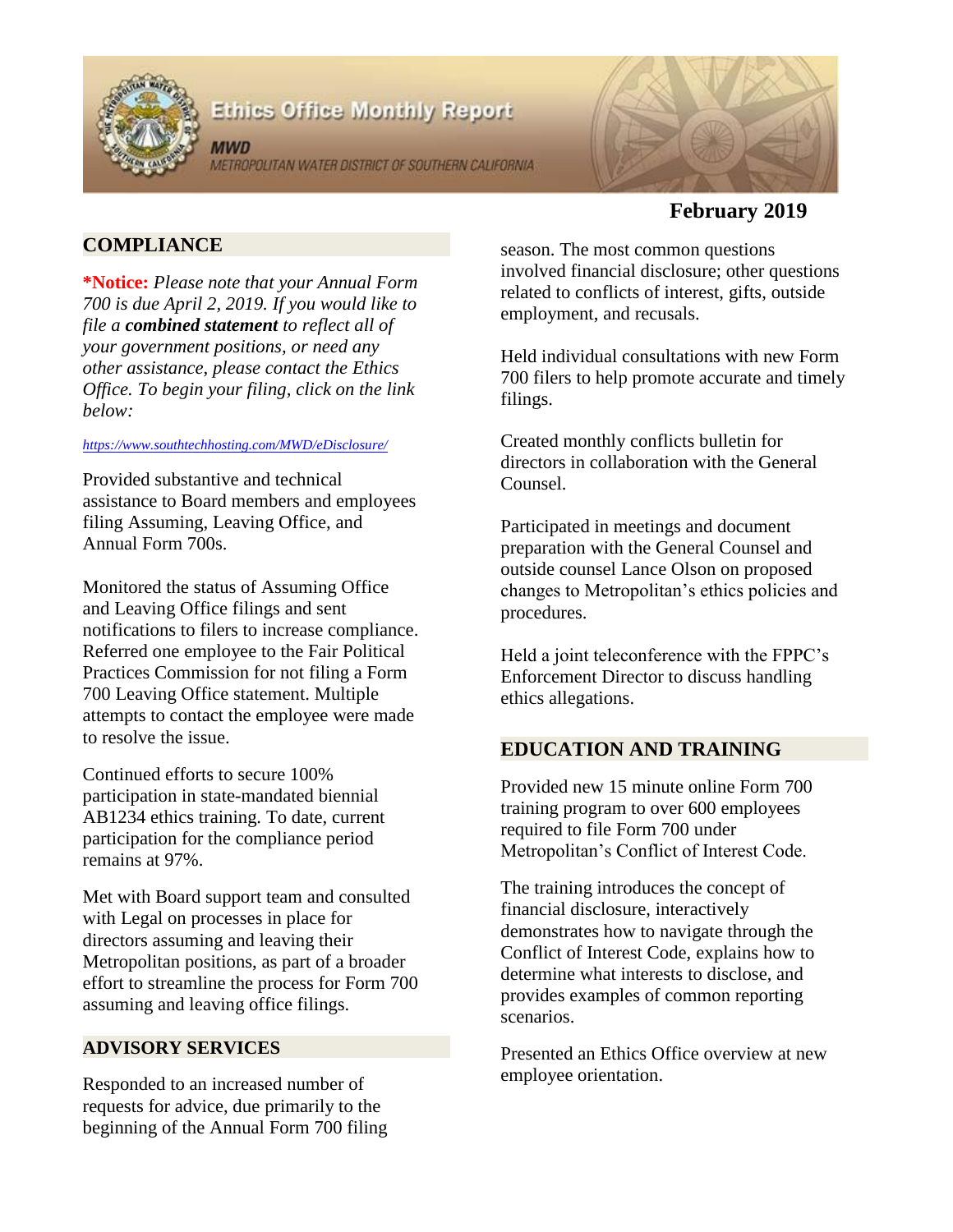# Ethics Office Monthly Report

MWD
METROPOLITAN WATER DISTRICT OF SOUTHERN CALIFORNIA

**February 2019**

## COMPLIANCE

**\*Notice:** *Please note that your Annual Form 700 is due April 2, 2019. If you would like to file a* ***combined statement*** *to reflect all of your government positions, or need any other assistance, please contact the Ethics Office. To begin your filing, click on the link below:*

*https://www.southtechhosting.com/MWD/eDisclosure/*

Provided substantive and technical assistance to Board members and employees filing Assuming, Leaving Office, and Annual Form 700s.

Monitored the status of Assuming Office and Leaving Office filings and sent notifications to filers to increase compliance. Referred one employee to the Fair Political Practices Commission for not filing a Form 700 Leaving Office statement. Multiple attempts to contact the employee were made to resolve the issue.

Continued efforts to secure 100% participation in state-mandated biennial AB1234 ethics training. To date, current participation for the compliance period remains at 97%.

Met with Board support team and consulted with Legal on processes in place for directors assuming and leaving their Metropolitan positions, as part of a broader effort to streamline the process for Form 700 assuming and leaving office filings.

## ADVISORY SERVICES

Responded to an increased number of requests for advice, due primarily to the beginning of the Annual Form 700 filing season. The most common questions involved financial disclosure; other questions related to conflicts of interest, gifts, outside employment, and recusals.

Held individual consultations with new Form 700 filers to help promote accurate and timely filings.

Created monthly conflicts bulletin for directors in collaboration with the General Counsel.

Participated in meetings and document preparation with the General Counsel and outside counsel Lance Olson on proposed changes to Metropolitan's ethics policies and procedures.

Held a joint teleconference with the FPPC's Enforcement Director to discuss handling ethics allegations.

## EDUCATION AND TRAINING

Provided new 15 minute online Form 700 training program to over 600 employees required to file Form 700 under Metropolitan's Conflict of Interest Code.

The training introduces the concept of financial disclosure, interactively demonstrates how to navigate through the Conflict of Interest Code, explains how to determine what interests to disclose, and provides examples of common reporting scenarios.

Presented an Ethics Office overview at new employee orientation.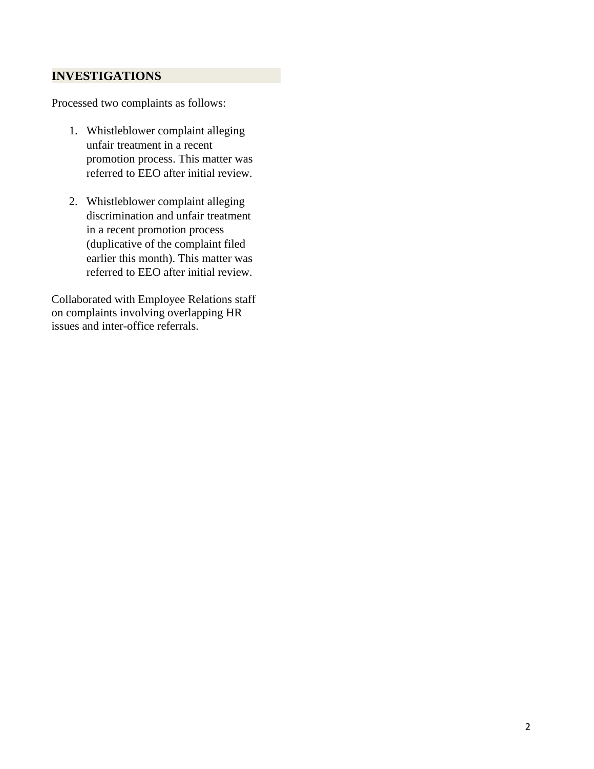## INVESTIGATIONS

Processed two complaints as follows:

1. Whistleblower complaint alleging unfair treatment in a recent promotion process. This matter was referred to EEO after initial review.

2. Whistleblower complaint alleging discrimination and unfair treatment in a recent promotion process (duplicative of the complaint filed earlier this month). This matter was referred to EEO after initial review.

Collaborated with Employee Relations staff on complaints involving overlapping HR issues and inter-office referrals.